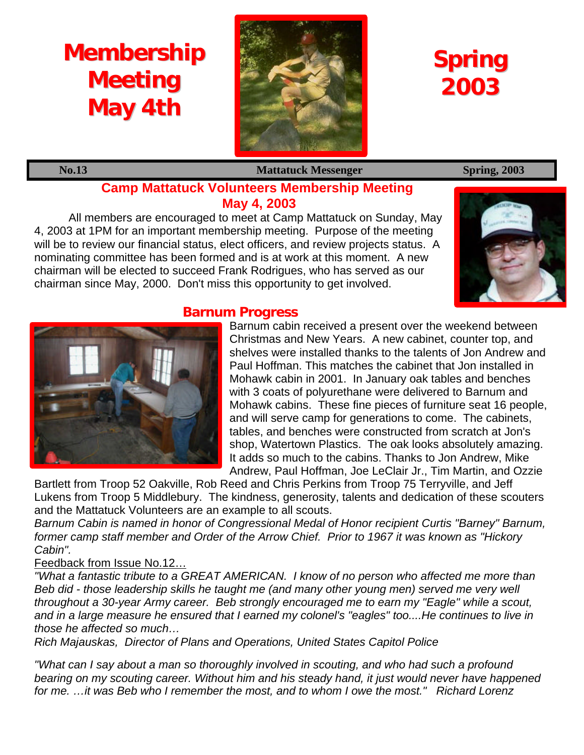# Membership Meeting May 4th

# Spring 2003

**No.13** | **Mattatuck Messenger** | **Spring, 2003**

## Camp Mattatuck Volunteers Membership Meeting May 4, 2003

All members are encouraged to meet at Camp Mattatuck on Sunday, May 4, 2003 at 1PM for an important membership meeting. Purpose of the meeting will be to review our financial status, elect officers, and review projects status. A nominating committee has been formed and is at work at this moment. A new chairman will be elected to succeed Frank Rodrigues, who has served as our chairman since May, 2000. Don't miss this opportunity to get involved.

## Barnum Progress

Barnum cabin received a present over the weekend between Christmas and New Years. A new cabinet, counter top, and shelves were installed thanks to the talents of Jon Andrew and Paul Hoffman. This matches the cabinet that Jon installed in Mohawk cabin in 2001. In January oak tables and benches with 3 coats of polyurethane were delivered to Barnum and Mohawk cabins. These fine pieces of furniture seat 16 people, and will serve camp for generations to come. The cabinets, tables, and benches were constructed from scratch at Jon's shop, Watertown Plastics. The oak looks absolutely amazing. It adds so much to the cabins. Thanks to Jon Andrew, Mike Andrew, Paul Hoffman, Joe LeClair Jr., Tim Martin, and Ozzie Bartlett from Troop 52 Oakville, Rob Reed and Chris Perkins from Troop 75 Terryville, and Jeff Lukens from Troop 5 Middlebury. The kindness, generosity, talents and dedication of these scouters and the Mattatuck Volunteers are an example to all scouts.

*Barnum Cabin is named in honor of Congressional Medal of Honor recipient Curtis "Barney" Barnum, former camp staff member and Order of the Arrow Chief. Prior to 1967 it was known as "Hickory Cabin".*

<u>Feedback from Issue No.12…</u>

*"What a fantastic tribute to a GREAT AMERICAN. I know of no person who affected me more than Beb did - those leadership skills he taught me (and many other young men) served me very well throughout a 30-year Army career. Beb strongly encouraged me to earn my "Eagle" while a scout, and in a large measure he ensured that I earned my colonel's "eagles" too....He continues to live in those he affected so much…*

*Rich Majauskas, Director of Plans and Operations, United States Capitol Police*

*"What can I say about a man so thoroughly involved in scouting, and who had such a profound bearing on my scouting career. Without him and his steady hand, it just would never have happened for me. …it was Beb who I remember the most, and to whom I owe the most." Richard Lorenz*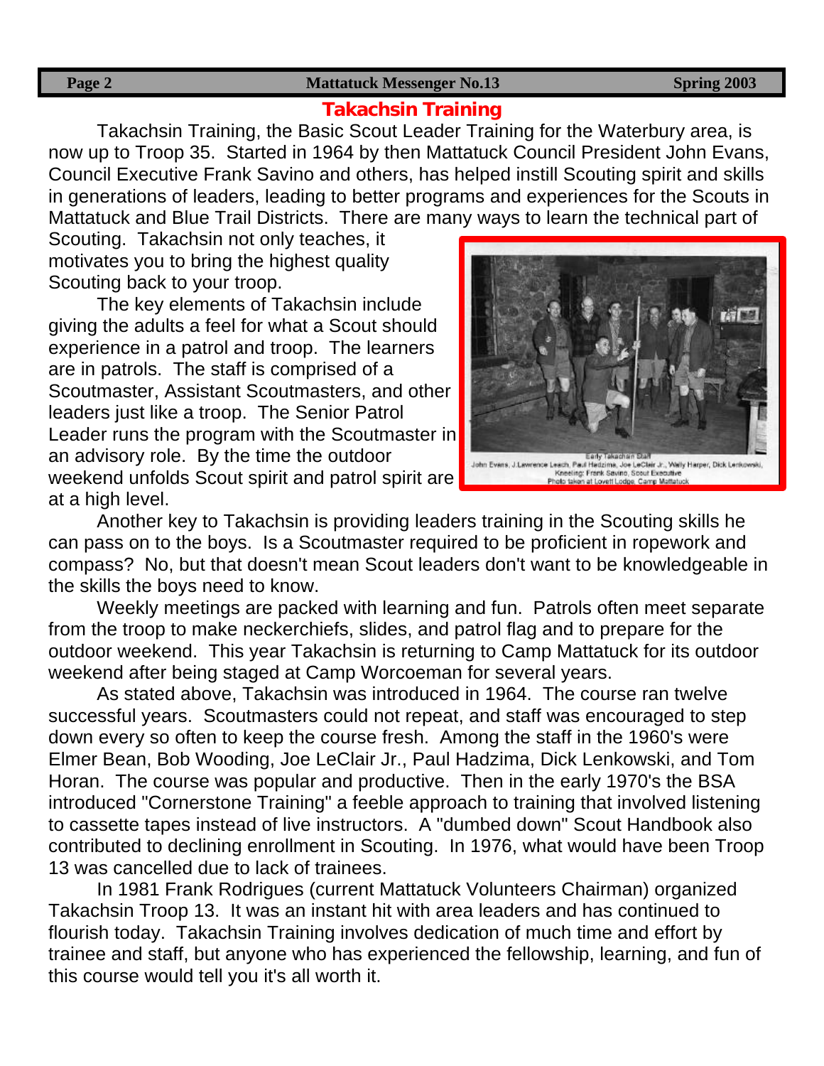## Takachsin Training

Takachsin Training, the Basic Scout Leader Training for the Waterbury area, is now up to Troop 35. Started in 1964 by then Mattatuck Council President John Evans, Council Executive Frank Savino and others, has helped instill Scouting spirit and skills in generations of leaders, leading to better programs and experiences for the Scouts in Mattatuck and Blue Trail Districts. There are many ways to learn the technical part of Scouting. Takachsin not only teaches, it motivates you to bring the highest quality Scouting back to your troop.

The key elements of Takachsin include giving the adults a feel for what a Scout should experience in a patrol and troop. The learners are in patrols. The staff is comprised of a Scoutmaster, Assistant Scoutmasters, and other leaders just like a troop. The Senior Patrol Leader runs the program with the Scoutmaster in an advisory role. By the time the outdoor weekend unfolds Scout spirit and patrol spirit are at a high level.

Early Takachsin Staff
John Evans, J.Lawrence Leach, Paul Hadzima, Joe LeClair Jr., Wally Harper, Dick Lenkowski,
Kneeling: Frank Savino, Scout Executive
Photo taken at Lovett Lodge, Camp Mattatuck

Another key to Takachsin is providing leaders training in the Scouting skills he can pass on to the boys. Is a Scoutmaster required to be proficient in ropework and compass? No, but that doesn't mean Scout leaders don't want to be knowledgeable in the skills the boys need to know.

Weekly meetings are packed with learning and fun. Patrols often meet separate from the troop to make neckerchiefs, slides, and patrol flag and to prepare for the outdoor weekend. This year Takachsin is returning to Camp Mattatuck for its outdoor weekend after being staged at Camp Worcoeman for several years.

As stated above, Takachsin was introduced in 1964. The course ran twelve successful years. Scoutmasters could not repeat, and staff was encouraged to step down every so often to keep the course fresh. Among the staff in the 1960's were Elmer Bean, Bob Wooding, Joe LeClair Jr., Paul Hadzima, Dick Lenkowski, and Tom Horan. The course was popular and productive. Then in the early 1970's the BSA introduced "Cornerstone Training" a feeble approach to training that involved listening to cassette tapes instead of live instructors. A "dumbed down" Scout Handbook also contributed to declining enrollment in Scouting. In 1976, what would have been Troop 13 was cancelled due to lack of trainees.

In 1981 Frank Rodrigues (current Mattatuck Volunteers Chairman) organized Takachsin Troop 13. It was an instant hit with area leaders and has continued to flourish today. Takachsin Training involves dedication of much time and effort by trainee and staff, but anyone who has experienced the fellowship, learning, and fun of this course would tell you it's all worth it.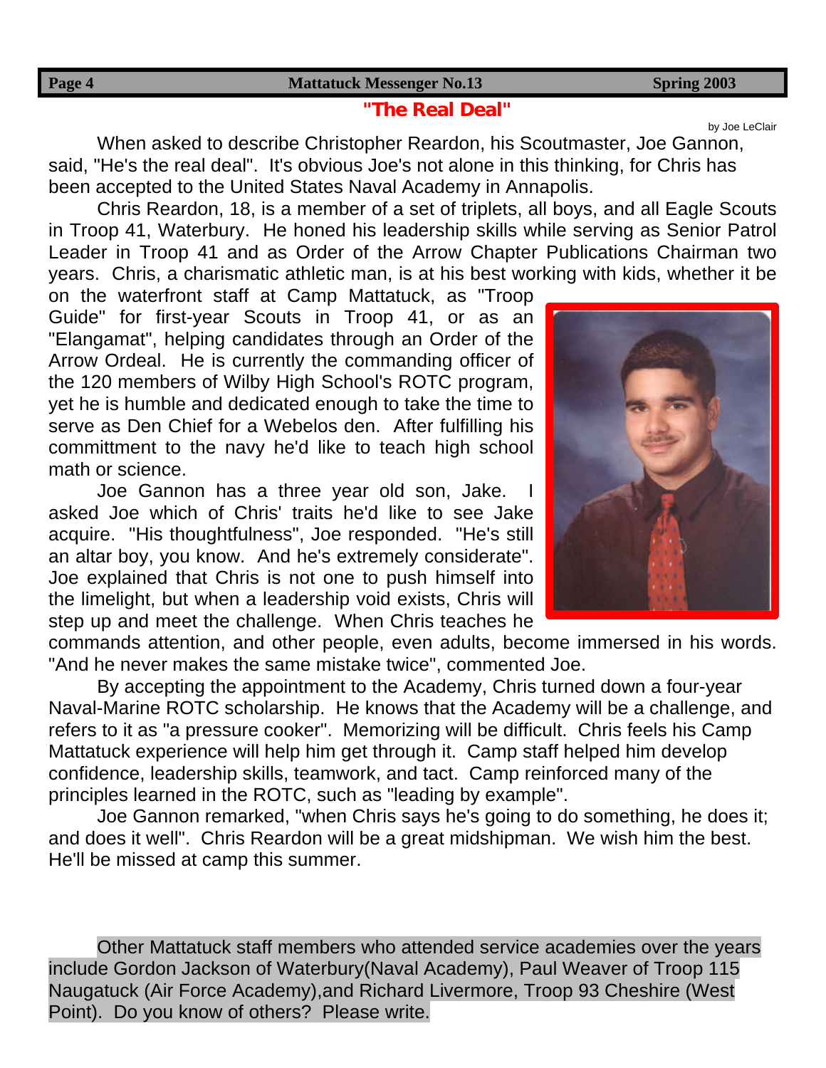## "The Real Deal"

by Joe LeClair

When asked to describe Christopher Reardon, his Scoutmaster, Joe Gannon, said, "He's the real deal". It's obvious Joe's not alone in this thinking, for Chris has been accepted to the United States Naval Academy in Annapolis.

Chris Reardon, 18, is a member of a set of triplets, all boys, and all Eagle Scouts in Troop 41, Waterbury. He honed his leadership skills while serving as Senior Patrol Leader in Troop 41 and as Order of the Arrow Chapter Publications Chairman two years. Chris, a charismatic athletic man, is at his best working with kids, whether it be on the waterfront staff at Camp Mattatuck, as "Troop Guide" for first-year Scouts in Troop 41, or as an "Elangamat", helping candidates through an Order of the Arrow Ordeal. He is currently the commanding officer of the 120 members of Wilby High School's ROTC program, yet he is humble and dedicated enough to take the time to serve as Den Chief for a Webelos den. After fulfilling his committment to the navy he'd like to teach high school math or science.

Joe Gannon has a three year old son, Jake. I asked Joe which of Chris' traits he'd like to see Jake acquire. "His thoughtfulness", Joe responded. "He's still an altar boy, you know. And he's extremely considerate". Joe explained that Chris is not one to push himself into the limelight, but when a leadership void exists, Chris will step up and meet the challenge. When Chris teaches he commands attention, and other people, even adults, become immersed in his words. "And he never makes the same mistake twice", commented Joe.

By accepting the appointment to the Academy, Chris turned down a four-year Naval-Marine ROTC scholarship. He knows that the Academy will be a challenge, and refers to it as "a pressure cooker". Memorizing will be difficult. Chris feels his Camp Mattatuck experience will help him get through it. Camp staff helped him develop confidence, leadership skills, teamwork, and tact. Camp reinforced many of the principles learned in the ROTC, such as "leading by example".

Joe Gannon remarked, "when Chris says he's going to do something, he does it; and does it well". Chris Reardon will be a great midshipman. We wish him the best. He'll be missed at camp this summer.

Other Mattatuck staff members who attended service academies over the years include Gordon Jackson of Waterbury(Naval Academy), Paul Weaver of Troop 115 Naugatuck (Air Force Academy),and Richard Livermore, Troop 93 Cheshire (West Point). Do you know of others? Please write.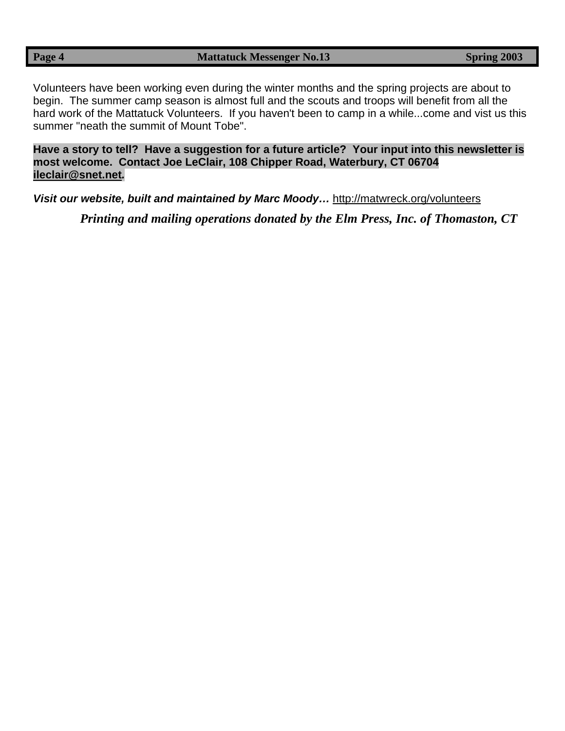Volunteers have been working even during the winter months and the spring projects are about to begin. The summer camp season is almost full and the scouts and troops will benefit from all the hard work of the Mattatuck Volunteers. If you haven't been to camp in a while...come and vist us this summer "neath the summit of Mount Tobe".

**Have a story to tell? Have a suggestion for a future article? Your input into this newsletter is most welcome. Contact Joe LeClair, 108 Chipper Road, Waterbury, CT 06704 ileclair@snet.net.**

***Visit our website, built and maintained by Marc Moody…*** http://matwreck.org/volunteers

***Printing and mailing operations donated by the Elm Press, Inc. of Thomaston, CT***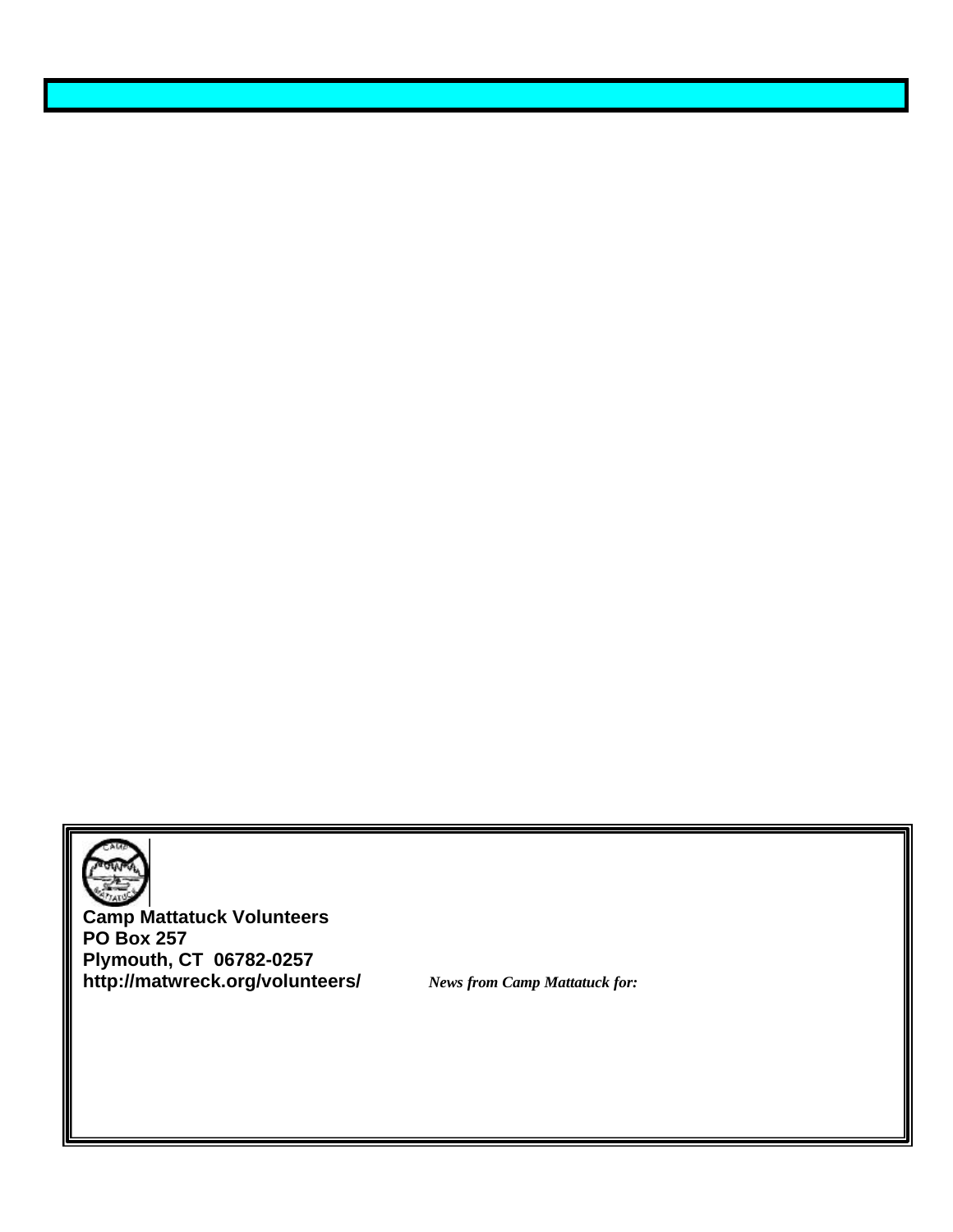**Camp Mattatuck Volunteers**
**PO Box 257**
**Plymouth, CT 06782-0257**
**http://matwreck.org/volunteers/**

***News from Camp Mattatuck for:***